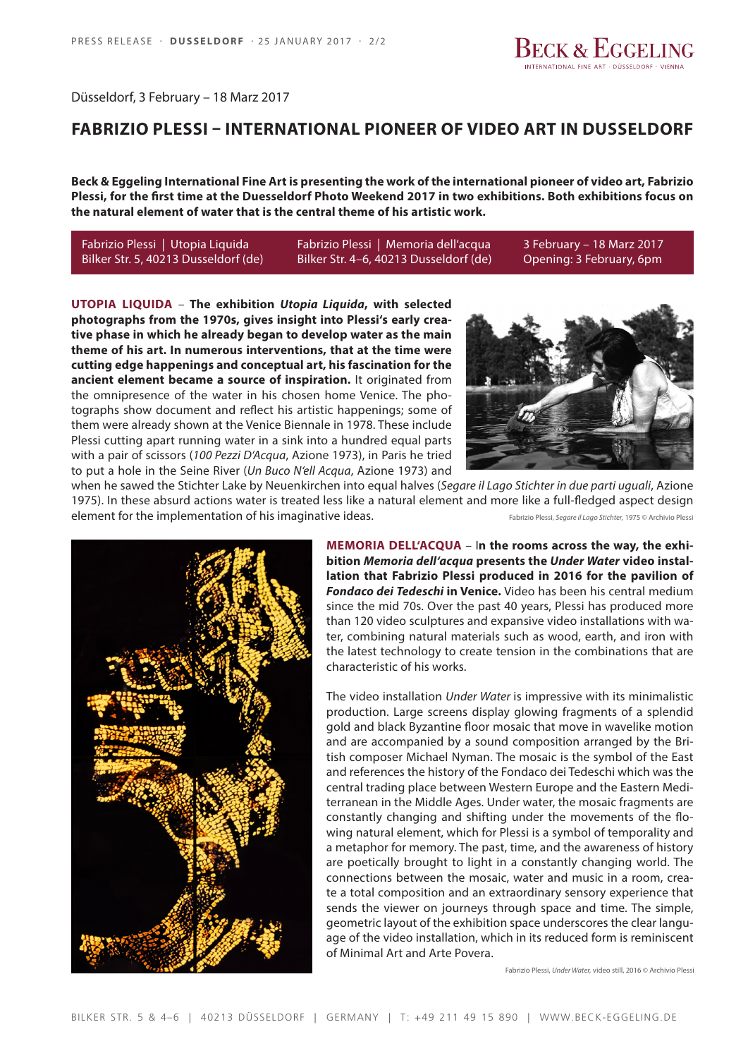Düsseldorf, 3 February – 18 Marz 2017

# FABRIZIO PLESSI – INTERNATIONAL PIONEER OF VIDEO ART IN DUSSELDORF

**Beck & Eggeling International Fine Art is presenting the work of the international pioneer of video art, Fabrizio Plessi, for the first time at the Duesseldorf Photo Weekend 2017 in two exhibitions. Both exhibitions focus on the natural element of water that is the central theme of his artistic work.**

| Fabrizio Plessi \| Utopia Liquida | Fabrizio Plessi \| Memoria dell'acqua | 3 February – 18 Marz 2017 |
| --- | --- | --- |
| Bilker Str. 5, 40213 Dusseldorf (de) | Bilker Str. 4–6, 40213 Dusseldorf (de) | Opening: 3 February, 6pm |

**UTOPIA LIQUIDA** – **The exhibition *Utopia Liquida*, with selected photographs from the 1970s, gives insight into Plessi's early creative phase in which he already began to develop water as the main theme of his art. In numerous interventions, that at the time were cutting edge happenings and conceptual art, his fascination for the ancient element became a source of inspiration.** It originated from the omnipresence of the water in his chosen home Venice. The photographs show document and reflect his artistic happenings; some of them were already shown at the Venice Biennale in 1978. These include Plessi cutting apart running water in a sink into a hundred equal parts with a pair of scissors (*100 Pezzi D'Acqua*, Azione 1973), in Paris he tried to put a hole in the Seine River (*Un Buco N'ell Acqua*, Azione 1973) and when he sawed the Stichter Lake by Neuenkirchen into equal halves (*Segare il Lago Stichter in due parti uguali*, Azione 1975). In these absurd actions water is treated less like a natural element and more like a full-fledged aspect design element for the implementation of his imaginative ideas.

Fabrizio Plessi, *Segare il Lago Stichter*, 1975 © Archivio Plessi

**MEMORIA DELL'ACQUA** – **In the rooms across the way, the exhibition *Memoria dell'acqua* presents the *Under Water* video installation that Fabrizio Plessi produced in 2016 for the pavilion of *Fondaco dei Tedeschi* in Venice.** Video has been his central medium since the mid 70s. Over the past 40 years, Plessi has produced more than 120 video sculptures and expansive video installations with water, combining natural materials such as wood, earth, and iron with the latest technology to create tension in the combinations that are characteristic of his works.

The video installation *Under Water* is impressive with its minimalistic production. Large screens display glowing fragments of a splendid gold and black Byzantine floor mosaic that move in wavelike motion and are accompanied by a sound composition arranged by the British composer Michael Nyman. The mosaic is the symbol of the East and references the history of the Fondaco dei Tedeschi which was the central trading place between Western Europe and the Eastern Mediterranean in the Middle Ages. Under water, the mosaic fragments are constantly changing and shifting under the movements of the flowing natural element, which for Plessi is a symbol of temporality and a metaphor for memory. The past, time, and the awareness of history are poetically brought to light in a constantly changing world. The connections between the mosaic, water and music in a room, create a total composition and an extraordinary sensory experience that sends the viewer on journeys through space and time. The simple, geometric layout of the exhibition space underscores the clear language of the video installation, which in its reduced form is reminiscent of Minimal Art and Arte Povera.

Fabrizio Plessi, *Under Water*, video still, 2016 © Archivio Plessi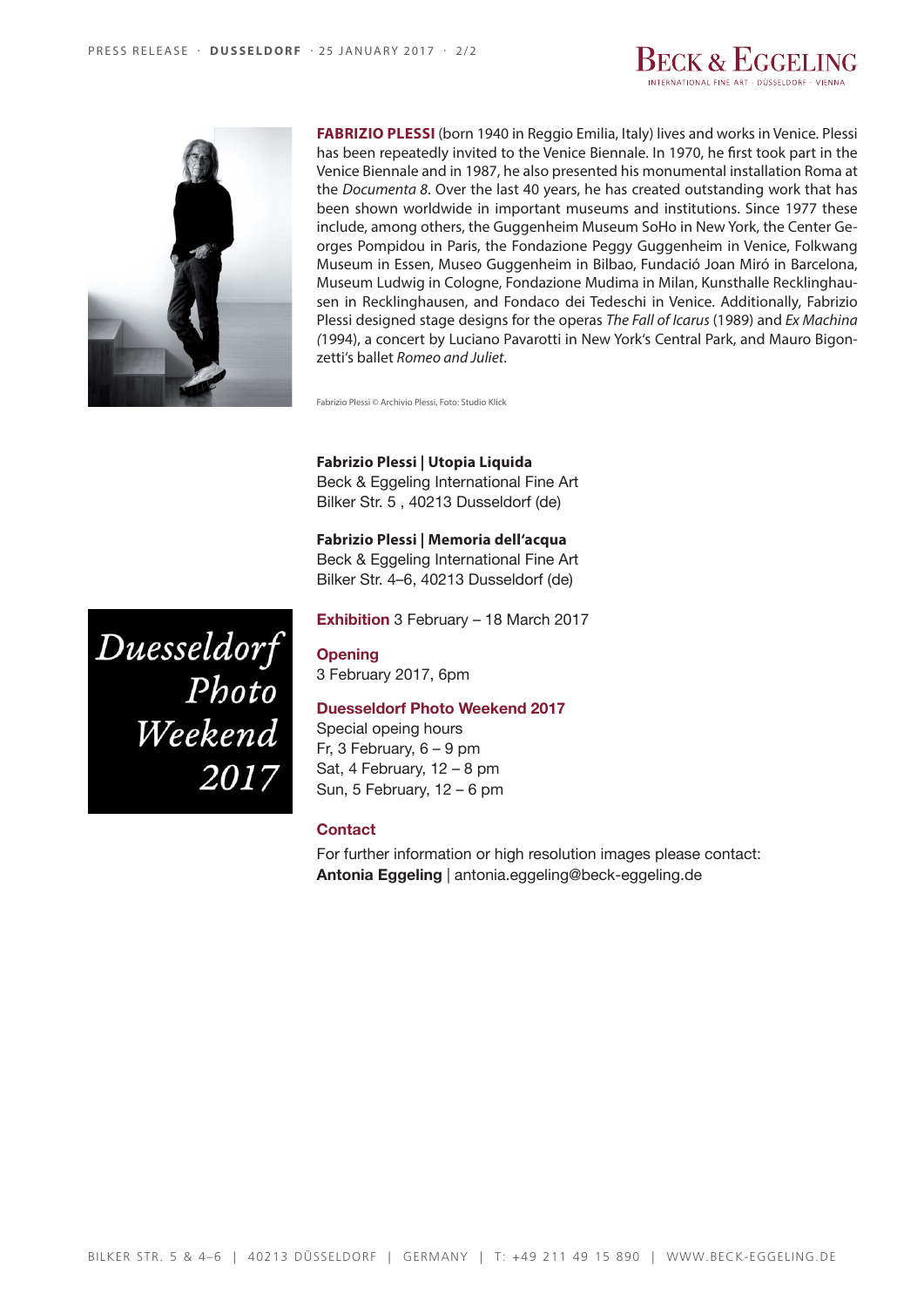**FABRIZIO PLESSI** (born 1940 in Reggio Emilia, Italy) lives and works in Venice. Plessi has been repeatedly invited to the Venice Biennale. In 1970, he first took part in the Venice Biennale and in 1987, he also presented his monumental installation Roma at the *Documenta 8*. Over the last 40 years, he has created outstanding work that has been shown worldwide in important museums and institutions. Since 1977 these include, among others, the Guggenheim Museum SoHo in New York, the Center Georges Pompidou in Paris, the Fondazione Peggy Guggenheim in Venice, Folkwang Museum in Essen, Museo Guggenheim in Bilbao, Fundació Joan Miró in Barcelona, Museum Ludwig in Cologne, Fondazione Mudima in Milan, Kunsthalle Recklinghausen in Recklinghausen, and Fondaco dei Tedeschi in Venice. Additionally, Fabrizio Plessi designed stage designs for the operas *The Fall of Icarus* (1989) and *Ex Machina* (1994), a concert by Luciano Pavarotti in New York's Central Park, and Mauro Bigonzetti's ballet *Romeo and Juliet*.

Fabrizio Plessi © Archivio Plessi, Foto: Studio Klick

**Fabrizio Plessi | Utopia Liquida**
Beck & Eggeling International Fine Art
Bilker Str. 5 , 40213 Dusseldorf (de)

**Fabrizio Plessi | Memoria dell'acqua**
Beck & Eggeling International Fine Art
Bilker Str. 4–6, 40213 Dusseldorf (de)

*Duesseldorf Photo Weekend 2017*

**Exhibition** 3 February – 18 March 2017

**Opening**
3 February 2017, 6pm

**Duesseldorf Photo Weekend 2017**
Special opeing hours
Fr, 3 February, 6 – 9 pm
Sat, 4 February, 12 – 8 pm
Sun, 5 February, 12 – 6 pm

**Contact**

For further information or high resolution images please contact:
**Antonia Eggeling** | antonia.eggeling@beck-eggeling.de